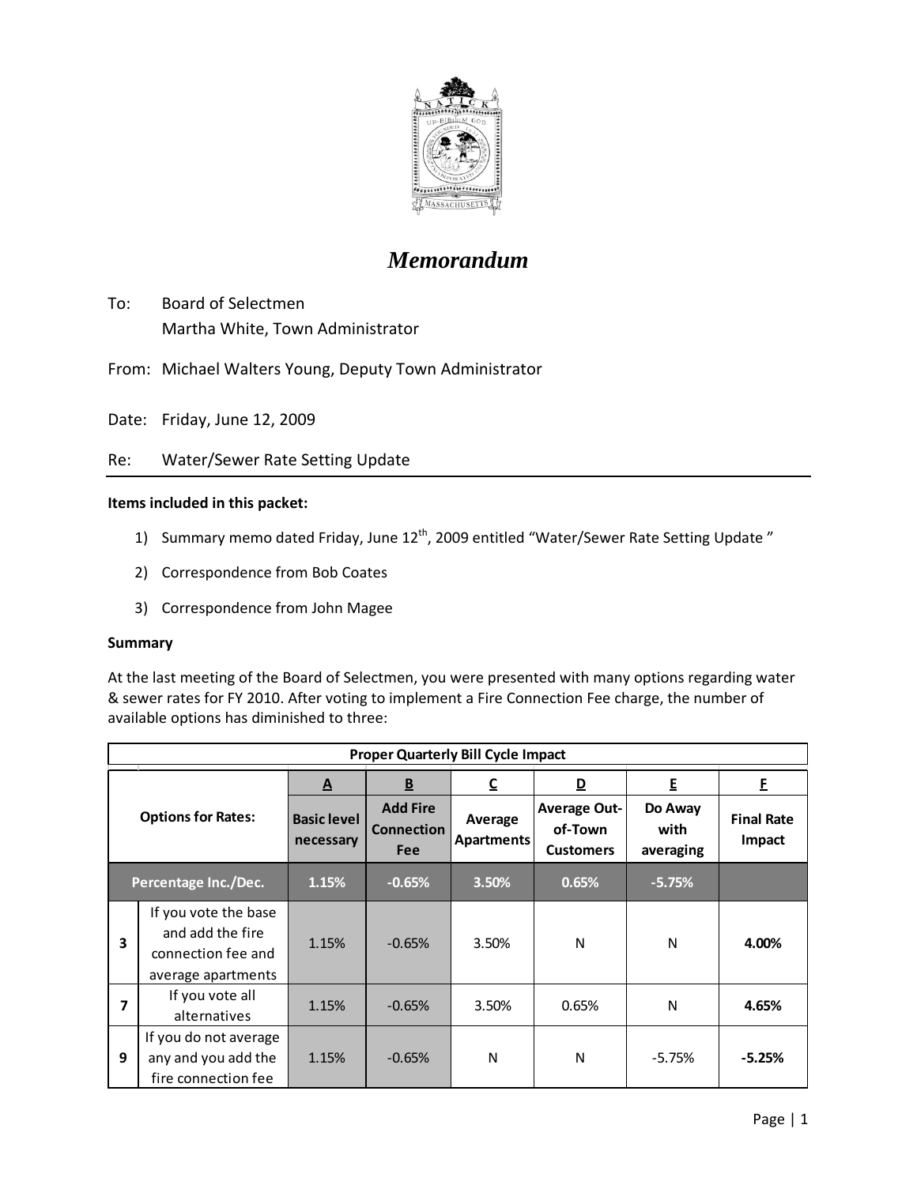# *Memorandum*

To: Board of Selectmen
Martha White, Town Administrator

From: Michael Walters Young, Deputy Town Administrator

Date: Friday, June 12, 2009

Re: Water/Sewer Rate Setting Update

**Items included in this packet:**

1) Summary memo dated Friday, June 12th, 2009 entitled "Water/Sewer Rate Setting Update "
2) Correspondence from Bob Coates
3) Correspondence from John Magee

**Summary**

At the last meeting of the Board of Selectmen, you were presented with many options regarding water & sewer rates for FY 2010. After voting to implement a Fire Connection Fee charge, the number of available options has diminished to three:

| **Proper Quarterly Bill Cycle Impact** | | | | | | | |
|---|---|---|---|---|---|---|---|
| | | **A** | **B** | **C** | **D** | **E** | **F** |
| **Options for Rates:** | | **Basic level necessary** | **Add Fire Connection Fee** | **Average Apartments** | **Average Out-of-Town Customers** | **Do Away with averaging** | **Final Rate Impact** |
| **Percentage Inc./Dec.** | | **1.15%** | **-0.65%** | **3.50%** | **0.65%** | **-5.75%** | |
| **3** | If you vote the base and add the fire connection fee and average apartments | 1.15% | -0.65% | 3.50% | N | N | **4.00%** |
| **7** | If you vote all alternatives | 1.15% | -0.65% | 3.50% | 0.65% | N | **4.65%** |
| **9** | If you do not average any and you add the fire connection fee | 1.15% | -0.65% | N | N | -5.75% | **-5.25%** |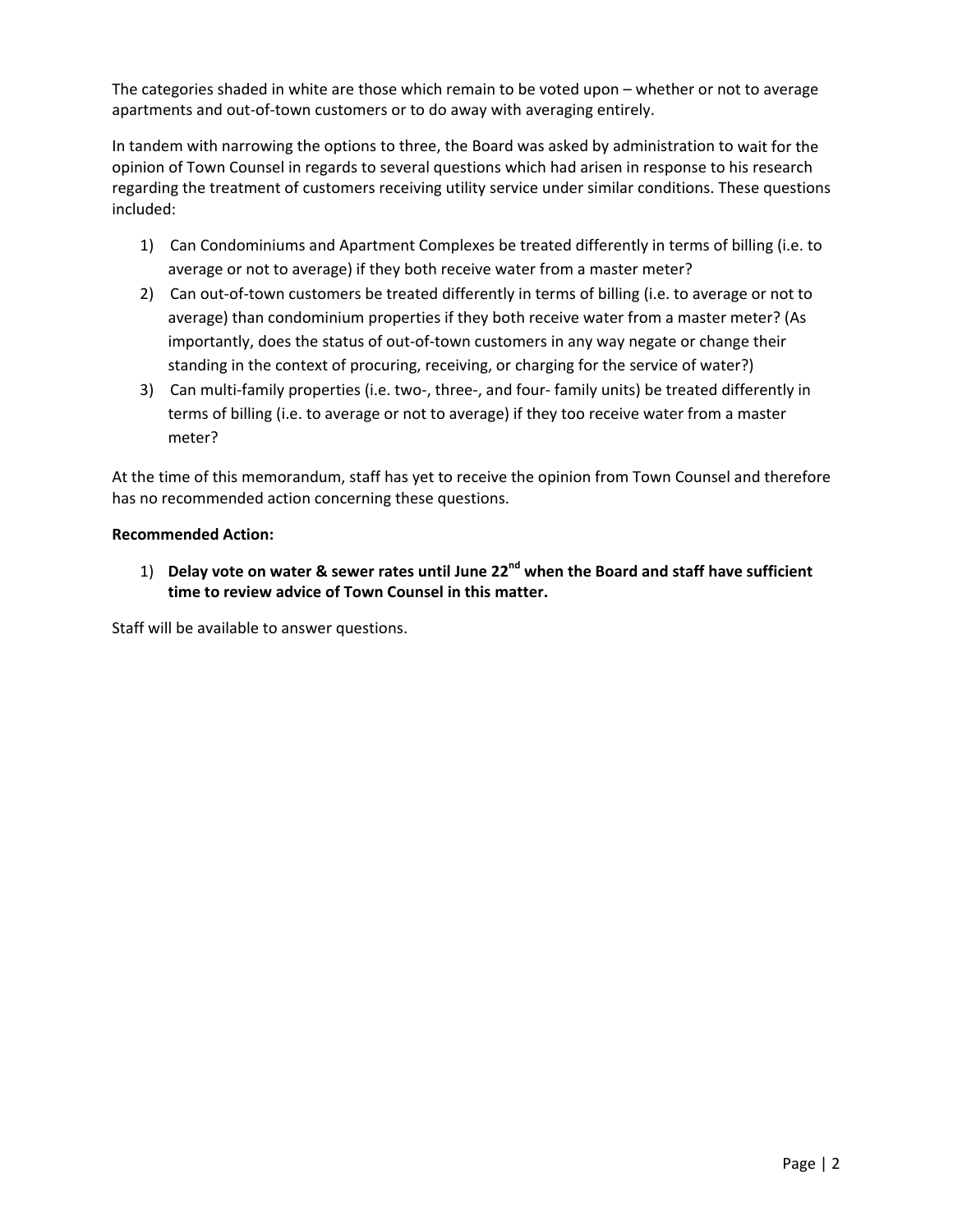The categories shaded in white are those which remain to be voted upon – whether or not to average apartments and out-of-town customers or to do away with averaging entirely.

In tandem with narrowing the options to three, the Board was asked by administration to wait for the opinion of Town Counsel in regards to several questions which had arisen in response to his research regarding the treatment of customers receiving utility service under similar conditions. These questions included:

1) Can Condominiums and Apartment Complexes be treated differently in terms of billing (i.e. to average or not to average) if they both receive water from a master meter?
2) Can out-of-town customers be treated differently in terms of billing (i.e. to average or not to average) than condominium properties if they both receive water from a master meter? (As importantly, does the status of out-of-town customers in any way negate or change their standing in the context of procuring, receiving, or charging for the service of water?)
3) Can multi-family properties (i.e. two-, three-, and four- family units) be treated differently in terms of billing (i.e. to average or not to average) if they too receive water from a master meter?

At the time of this memorandum, staff has yet to receive the opinion from Town Counsel and therefore has no recommended action concerning these questions.

**Recommended Action:**

1) **Delay vote on water & sewer rates until June 22nd when the Board and staff have sufficient time to review advice of Town Counsel in this matter.**

Staff will be available to answer questions.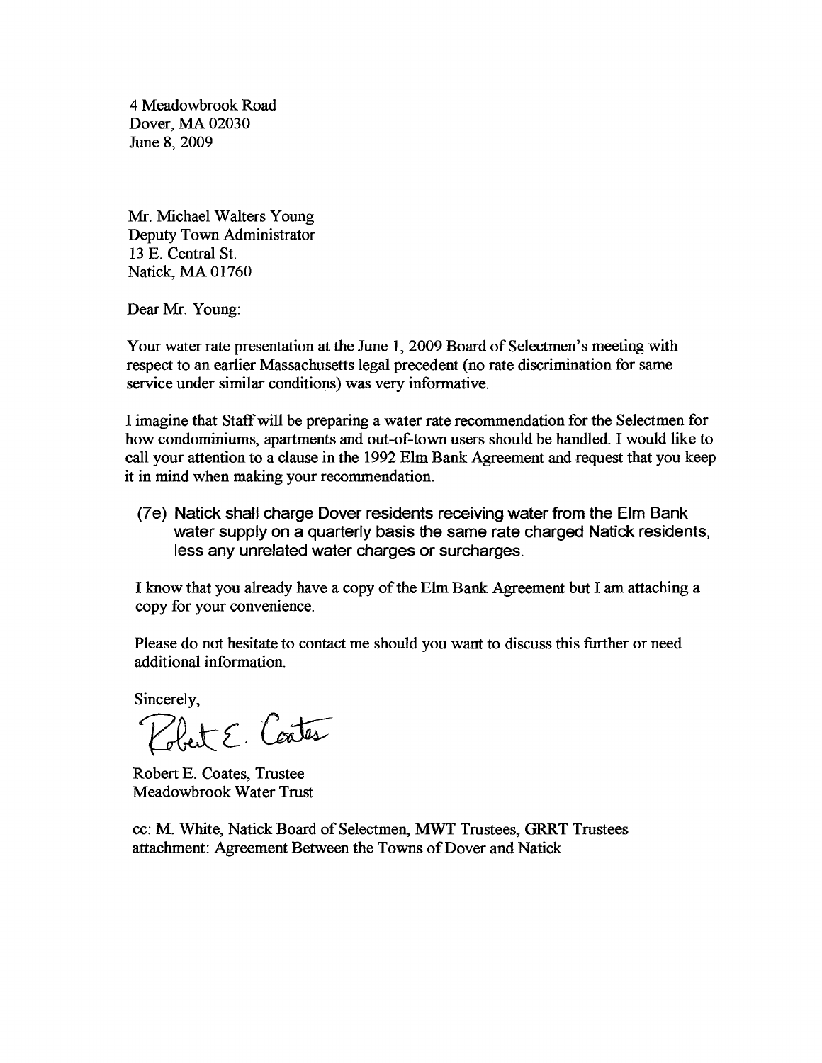4 Meadowbrook Road
Dover, MA 02030
June 8, 2009

Mr. Michael Walters Young
Deputy Town Administrator
13 E. Central St.
Natick, MA 01760

Dear Mr. Young:

Your water rate presentation at the June 1, 2009 Board of Selectmen's meeting with respect to an earlier Massachusetts legal precedent (no rate discrimination for same service under similar conditions) was very informative.

I imagine that Staff will be preparing a water rate recommendation for the Selectmen for how condominiums, apartments and out-of-town users should be handled. I would like to call your attention to a clause in the 1992 Elm Bank Agreement and request that you keep it in mind when making your recommendation.

> (7e) Natick shall charge Dover residents receiving water from the Elm Bank water supply on a quarterly basis the same rate charged Natick residents, less any unrelated water charges or surcharges.

I know that you already have a copy of the Elm Bank Agreement but I am attaching a copy for your convenience.

Please do not hesitate to contact me should you want to discuss this further or need additional information.

Sincerely,

Robert E. Coates

Robert E. Coates, Trustee
Meadowbrook Water Trust

cc: M. White, Natick Board of Selectmen, MWT Trustees, GRRT Trustees
attachment: Agreement Between the Towns of Dover and Natick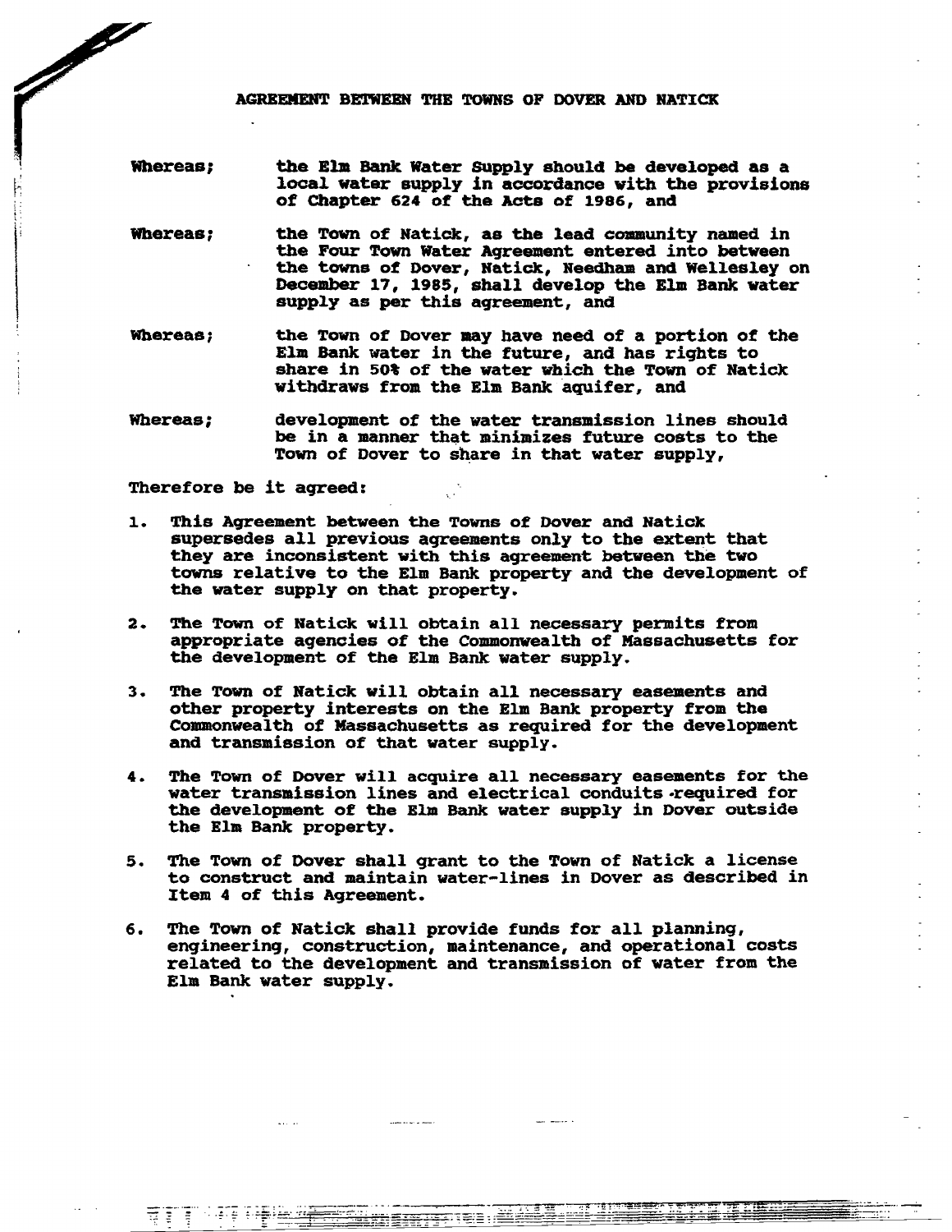# AGREEMENT BETWEEN THE TOWNS OF DOVER AND NATICK

**Whereas;** the Elm Bank Water Supply should be developed as a local water supply in accordance with the provisions of Chapter 624 of the Acts of 1986, and

**Whereas;** the Town of Natick, as the lead community named in the Four Town Water Agreement entered into between the towns of Dover, Natick, Needham and Wellesley on December 17, 1985, shall develop the Elm Bank water supply as per this agreement, and

**Whereas;** the Town of Dover may have need of a portion of the Elm Bank water in the future, and has rights to share in 50% of the water which the Town of Natick withdraws from the Elm Bank aquifer, and

**Whereas;** development of the water transmission lines should be in a manner that minimizes future costs to the Town of Dover to share in that water supply,

Therefore be it agreed:

1. This Agreement between the Towns of Dover and Natick supersedes all previous agreements only to the extent that they are inconsistent with this agreement between the two towns relative to the Elm Bank property and the development of the water supply on that property.

2. The Town of Natick will obtain all necessary permits from appropriate agencies of the Commonwealth of Massachusetts for the development of the Elm Bank water supply.

3. The Town of Natick will obtain all necessary easements and other property interests on the Elm Bank property from the Commonwealth of Massachusetts as required for the development and transmission of that water supply.

4. The Town of Dover will acquire all necessary easements for the water transmission lines and electrical conduits required for the development of the Elm Bank water supply in Dover outside the Elm Bank property.

5. The Town of Dover shall grant to the Town of Natick a license to construct and maintain water-lines in Dover as described in Item 4 of this Agreement.

6. The Town of Natick shall provide funds for all planning, engineering, construction, maintenance, and operational costs related to the development and transmission of water from the Elm Bank water supply.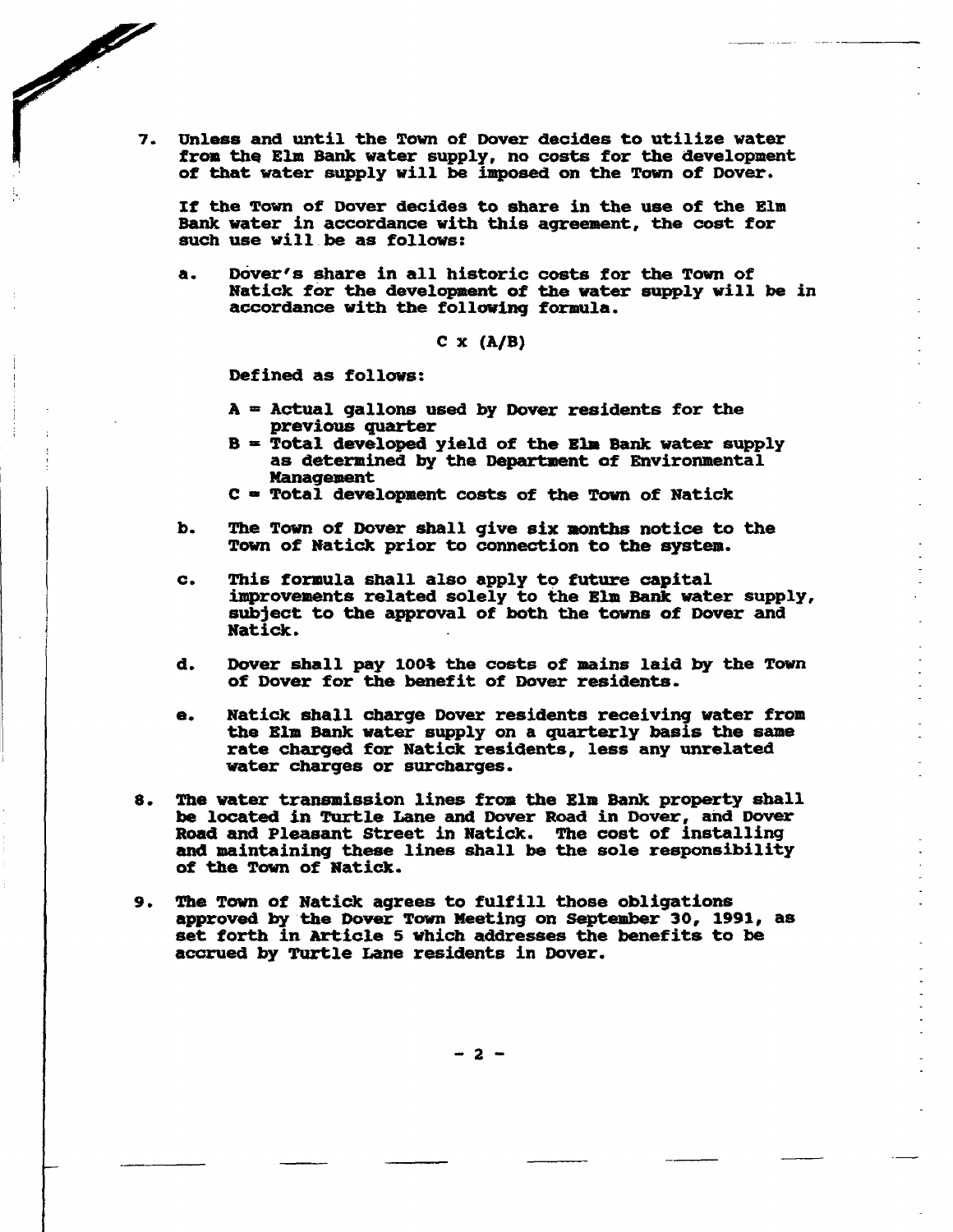7. Unless and until the Town of Dover decides to utilize water from the Elm Bank water supply, no costs for the development of that water supply will be imposed on the Town of Dover.

   If the Town of Dover decides to share in the use of the Elm Bank water in accordance with this agreement, the cost for such use will be as follows:

   a. Dover's share in all historic costs for the Town of Natick for the development of the water supply will be in accordance with the following formula.

   $$C \times (A/B)$$

   Defined as follows:

   A = Actual gallons used by Dover residents for the previous quarter
   B = Total developed yield of the Elm Bank water supply as determined by the Department of Environmental Management
   C = Total development costs of the Town of Natick

   b. The Town of Dover shall give six months notice to the Town of Natick prior to connection to the system.

   c. This formula shall also apply to future capital improvements related solely to the Elm Bank water supply, subject to the approval of both the towns of Dover and Natick.

   d. Dover shall pay 100% the costs of mains laid by the Town of Dover for the benefit of Dover residents.

   e. Natick shall charge Dover residents receiving water from the Elm Bank water supply on a quarterly basis the same rate charged for Natick residents, less any unrelated water charges or surcharges.

8. The water transmission lines from the Elm Bank property shall be located in Turtle Lane and Dover Road in Dover, and Dover Road and Pleasant Street in Natick. The cost of installing and maintaining these lines shall be the sole responsibility of the Town of Natick.

9. The Town of Natick agrees to fulfill those obligations approved by the Dover Town Meeting on September 30, 1991, as set forth in Article 5 which addresses the benefits to be accrued by Turtle Lane residents in Dover.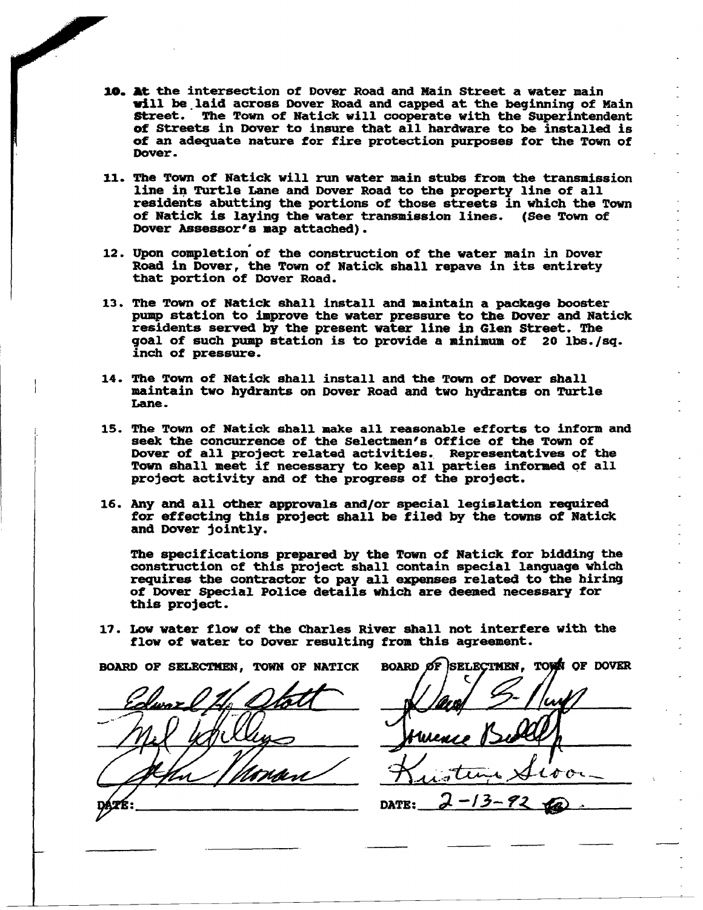10. At the intersection of Dover Road and Main Street a water main will be laid across Dover Road and capped at the beginning of Main Street. The Town of Natick will cooperate with the Superintendent of Streets in Dover to insure that all hardware to be installed is of an adequate nature for fire protection purposes for the Town of Dover.

11. The Town of Natick will run water main stubs from the transmission line in Turtle Lane and Dover Road to the property line of all residents abutting the portions of those streets in which the Town of Natick is laying the water transmission lines. (See Town of Dover Assessor's map attached).

12. Upon completion of the construction of the water main in Dover Road in Dover, the Town of Natick shall repave in its entirety that portion of Dover Road.

13. The Town of Natick shall install and maintain a package booster pump station to improve the water pressure to the Dover and Natick residents served by the present water line in Glen Street. The goal of such pump station is to provide a minimum of 20 lbs./sq. inch of pressure.

14. The Town of Natick shall install and the Town of Dover shall maintain two hydrants on Dover Road and two hydrants on Turtle Lane.

15. The Town of Natick shall make all reasonable efforts to inform and seek the concurrence of the Selectmen's Office of the Town of Dover of all project related activities. Representatives of the Town shall meet if necessary to keep all parties informed of all project activity and of the progress of the project.

16. Any and all other approvals and/or special legislation required for effecting this project shall be filed by the towns of Natick and Dover jointly.

    The specifications prepared by the Town of Natick for bidding the construction of this project shall contain special language which requires the contractor to pay all expenses related to the hiring of Dover Special Police details which are deemed necessary for this project.

17. Low water flow of the Charles River shall not interfere with the flow of water to Dover resulting from this agreement.

| BOARD OF SELECTMEN, TOWN OF NATICK | BOARD OF SELECTMEN, TOWN OF DOVER |
|---|---|
| Edward H. Stott | David S. Huff |
| Mel Willey | Lawrence Budd |
| John Nomnan | Kristine Sloan |
| DATE: | DATE: 2-13-92 |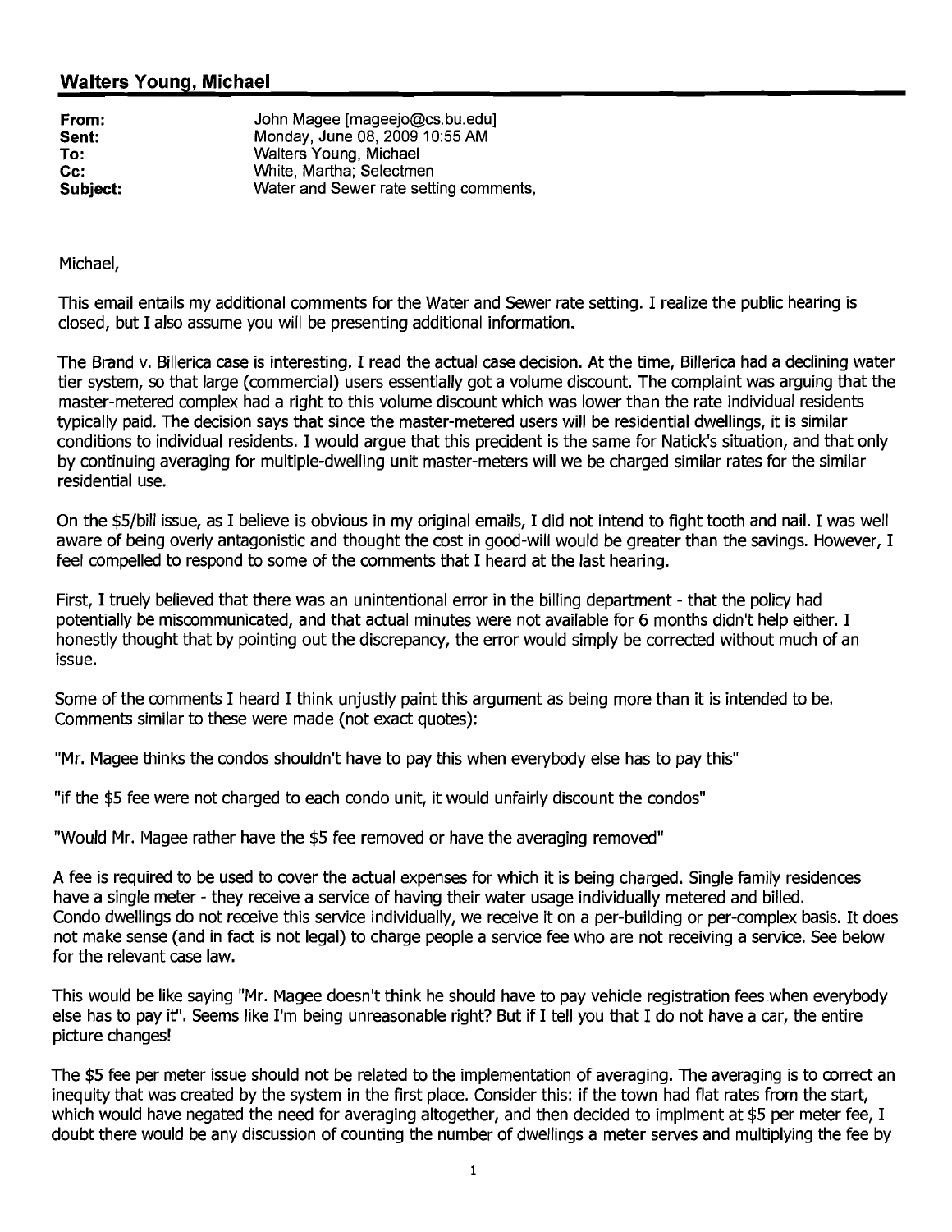## Walters Young, Michael

**From:** John Magee [mageejo@cs.bu.edu]
**Sent:** Monday, June 08, 2009 10:55 AM
**To:** Walters Young, Michael
**Cc:** White, Martha; Selectmen
**Subject:** Water and Sewer rate setting comments,

Michael,

This email entails my additional comments for the Water and Sewer rate setting. I realize the public hearing is closed, but I also assume you will be presenting additional information.

The Brand v. Billerica case is interesting. I read the actual case decision. At the time, Billerica had a declining water tier system, so that large (commercial) users essentially got a volume discount. The complaint was arguing that the master-metered complex had a right to this volume discount which was lower than the rate individual residents typically paid. The decision says that since the master-metered users will be residential dwellings, it is similar conditions to individual residents. I would argue that this precident is the same for Natick's situation, and that only by continuing averaging for multiple-dwelling unit master-meters will we be charged similar rates for the similar residential use.

On the $5/bill issue, as I believe is obvious in my original emails, I did not intend to fight tooth and nail. I was well aware of being overly antagonistic and thought the cost in good-will would be greater than the savings. However, I feel compelled to respond to some of the comments that I heard at the last hearing.

First, I truely believed that there was an unintentional error in the billing department - that the policy had potentially be miscommunicated, and that actual minutes were not available for 6 months didn't help either. I honestly thought that by pointing out the discrepancy, the error would simply be corrected without much of an issue.

Some of the comments I heard I think unjustly paint this argument as being more than it is intended to be. Comments similar to these were made (not exact quotes):

"Mr. Magee thinks the condos shouldn't have to pay this when everybody else has to pay this"

"if the $5 fee were not charged to each condo unit, it would unfairly discount the condos"

"Would Mr. Magee rather have the $5 fee removed or have the averaging removed"

A fee is required to be used to cover the actual expenses for which it is being charged. Single family residences have a single meter - they receive a service of having their water usage individually metered and billed. Condo dwellings do not receive this service individually, we receive it on a per-building or per-complex basis. It does not make sense (and in fact is not legal) to charge people a service fee who are not receiving a service. See below for the relevant case law.

This would be like saying "Mr. Magee doesn't think he should have to pay vehicle registration fees when everybody else has to pay it". Seems like I'm being unreasonable right? But if I tell you that I do not have a car, the entire picture changes!

The $5 fee per meter issue should not be related to the implementation of averaging. The averaging is to correct an inequity that was created by the system in the first place. Consider this: if the town had flat rates from the start, which would have negated the need for averaging altogether, and then decided to implment at $5 per meter fee, I doubt there would be any discussion of counting the number of dwellings a meter serves and multiplying the fee by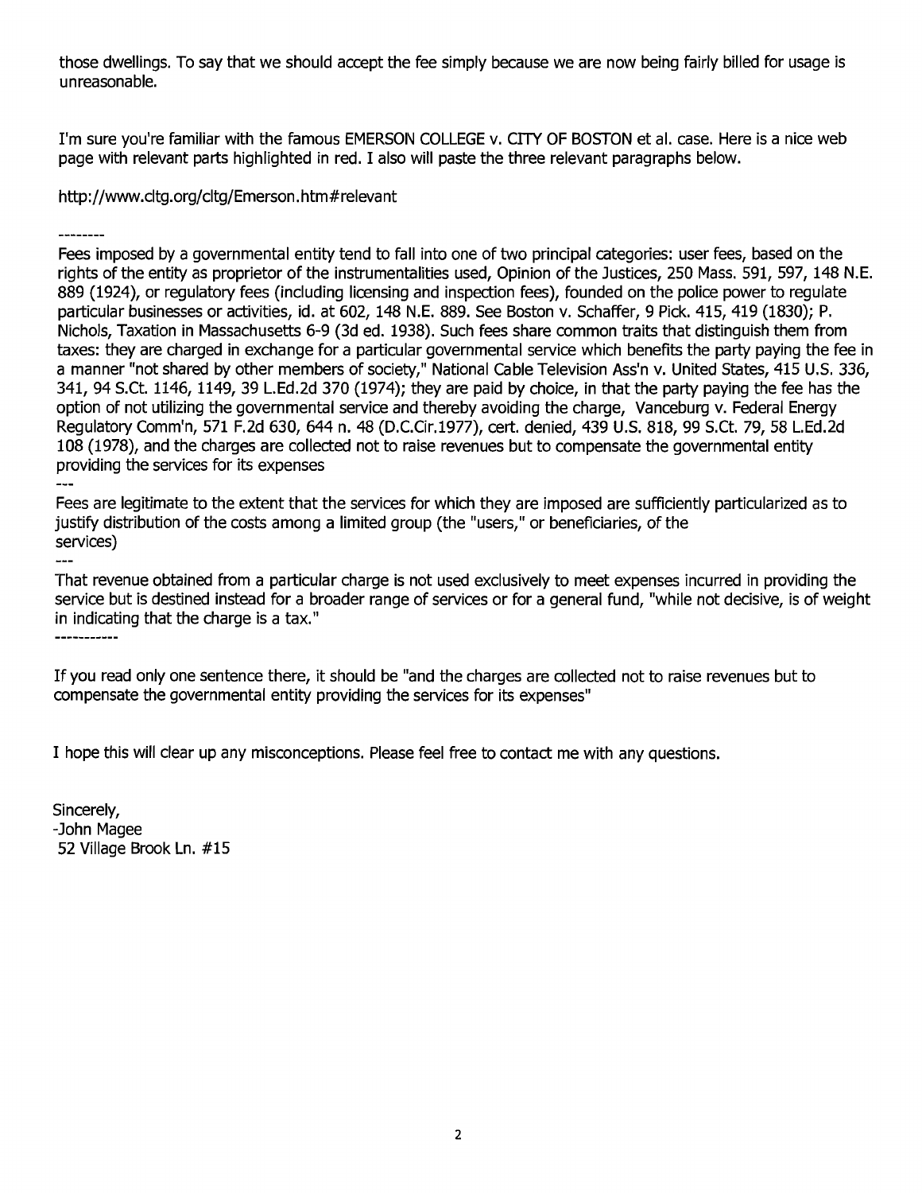those dwellings. To say that we should accept the fee simply because we are now being fairly billed for usage is unreasonable.

I'm sure you're familiar with the famous EMERSON COLLEGE v. CITY OF BOSTON et al. case. Here is a nice web page with relevant parts highlighted in red. I also will paste the three relevant paragraphs below.

http://www.cltg.org/cltg/Emerson.htm#relevant

--------

Fees imposed by a governmental entity tend to fall into one of two principal categories: user fees, based on the rights of the entity as proprietor of the instrumentalities used, Opinion of the Justices, 250 Mass. 591, 597, 148 N.E. 889 (1924), or regulatory fees (including licensing and inspection fees), founded on the police power to regulate particular businesses or activities, id. at 602, 148 N.E. 889. See Boston v. Schaffer, 9 Pick. 415, 419 (1830); P. Nichols, Taxation in Massachusetts 6-9 (3d ed. 1938). Such fees share common traits that distinguish them from taxes: they are charged in exchange for a particular governmental service which benefits the party paying the fee in a manner "not shared by other members of society," National Cable Television Ass'n v. United States, 415 U.S. 336, 341, 94 S.Ct. 1146, 1149, 39 L.Ed.2d 370 (1974); they are paid by choice, in that the party paying the fee has the option of not utilizing the governmental service and thereby avoiding the charge, Vanceburg v. Federal Energy Regulatory Comm'n, 571 F.2d 630, 644 n. 48 (D.C.Cir.1977), cert. denied, 439 U.S. 818, 99 S.Ct. 79, 58 L.Ed.2d 108 (1978), and the charges are collected not to raise revenues but to compensate the governmental entity providing the services for its expenses

---

Fees are legitimate to the extent that the services for which they are imposed are sufficiently particularized as to justify distribution of the costs among a limited group (the "users," or beneficiaries, of the services)

---

That revenue obtained from a particular charge is not used exclusively to meet expenses incurred in providing the service but is destined instead for a broader range of services or for a general fund, "while not decisive, is of weight in indicating that the charge is a tax."

-----------

If you read only one sentence there, it should be "and the charges are collected not to raise revenues but to compensate the governmental entity providing the services for its expenses"

I hope this will clear up any misconceptions. Please feel free to contact me with any questions.

Sincerely,
-John Magee
52 Village Brook Ln. #15